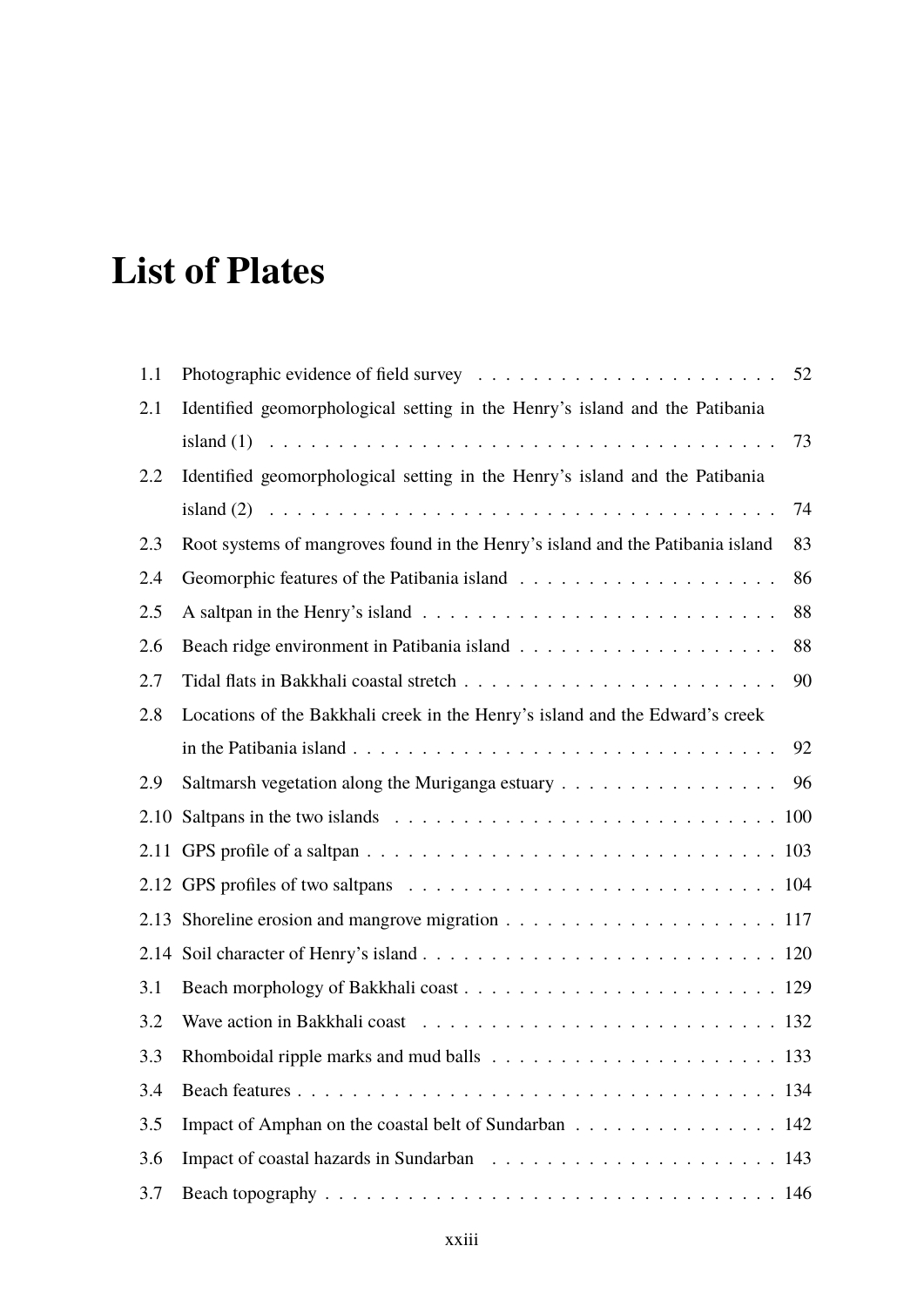# List of Plates

| | | |
|---|---|---|
| 1.1 | Photographic evidence of field survey | 52 |
| 2.1 | Identified geomorphological setting in the Henry's island and the Patibania island (1) | 73 |
| 2.2 | Identified geomorphological setting in the Henry's island and the Patibania island (2) | 74 |
| 2.3 | Root systems of mangroves found in the Henry's island and the Patibania island | 83 |
| 2.4 | Geomorphic features of the Patibania island | 86 |
| 2.5 | A saltpan in the Henry's island | 88 |
| 2.6 | Beach ridge environment in Patibania island | 88 |
| 2.7 | Tidal flats in Bakkhali coastal stretch | 90 |
| 2.8 | Locations of the Bakkhali creek in the Henry's island and the Edward's creek in the Patibania island | 92 |
| 2.9 | Saltmarsh vegetation along the Muriganga estuary | 96 |
| 2.10 | Saltpans in the two islands | 100 |
| 2.11 | GPS profile of a saltpan | 103 |
| 2.12 | GPS profiles of two saltpans | 104 |
| 2.13 | Shoreline erosion and mangrove migration | 117 |
| 2.14 | Soil character of Henry's island | 120 |
| 3.1 | Beach morphology of Bakkhali coast | 129 |
| 3.2 | Wave action in Bakkhali coast | 132 |
| 3.3 | Rhomboidal ripple marks and mud balls | 133 |
| 3.4 | Beach features | 134 |
| 3.5 | Impact of Amphan on the coastal belt of Sundarban | 142 |
| 3.6 | Impact of coastal hazards in Sundarban | 143 |
| 3.7 | Beach topography | 146 |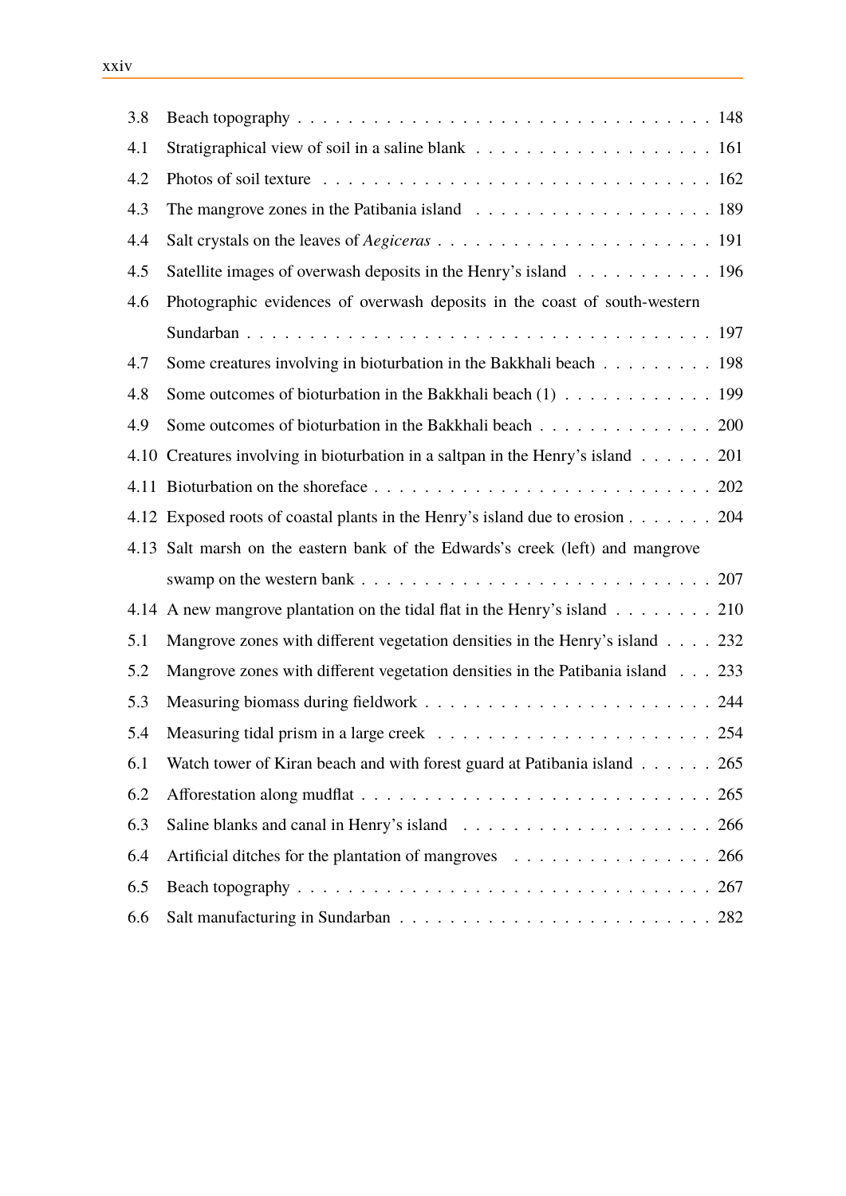| | | |
|---|---|---|
| 3.8 | Beach topography | 148 |
| 4.1 | Stratigraphical view of soil in a saline blank | 161 |
| 4.2 | Photos of soil texture | 162 |
| 4.3 | The mangrove zones in the Patibania island | 189 |
| 4.4 | Salt crystals on the leaves of *Aegiceras* | 191 |
| 4.5 | Satellite images of overwash deposits in the Henry's island | 196 |
| 4.6 | Photographic evidences of overwash deposits in the coast of south-western Sundarban | 197 |
| 4.7 | Some creatures involving in bioturbation in the Bakkhali beach | 198 |
| 4.8 | Some outcomes of bioturbation in the Bakkhali beach (1) | 199 |
| 4.9 | Some outcomes of bioturbation in the Bakkhali beach | 200 |
| 4.10 | Creatures involving in bioturbation in a saltpan in the Henry's island | 201 |
| 4.11 | Bioturbation on the shoreface | 202 |
| 4.12 | Exposed roots of coastal plants in the Henry's island due to erosion | 204 |
| 4.13 | Salt marsh on the eastern bank of the Edwards's creek (left) and mangrove swamp on the western bank | 207 |
| 4.14 | A new mangrove plantation on the tidal flat in the Henry's island | 210 |
| 5.1 | Mangrove zones with different vegetation densities in the Henry's island | 232 |
| 5.2 | Mangrove zones with different vegetation densities in the Patibania island | 233 |
| 5.3 | Measuring biomass during fieldwork | 244 |
| 5.4 | Measuring tidal prism in a large creek | 254 |
| 6.1 | Watch tower of Kiran beach and with forest guard at Patibania island | 265 |
| 6.2 | Afforestation along mudflat | 265 |
| 6.3 | Saline blanks and canal in Henry's island | 266 |
| 6.4 | Artificial ditches for the plantation of mangroves | 266 |
| 6.5 | Beach topography | 267 |
| 6.6 | Salt manufacturing in Sundarban | 282 |